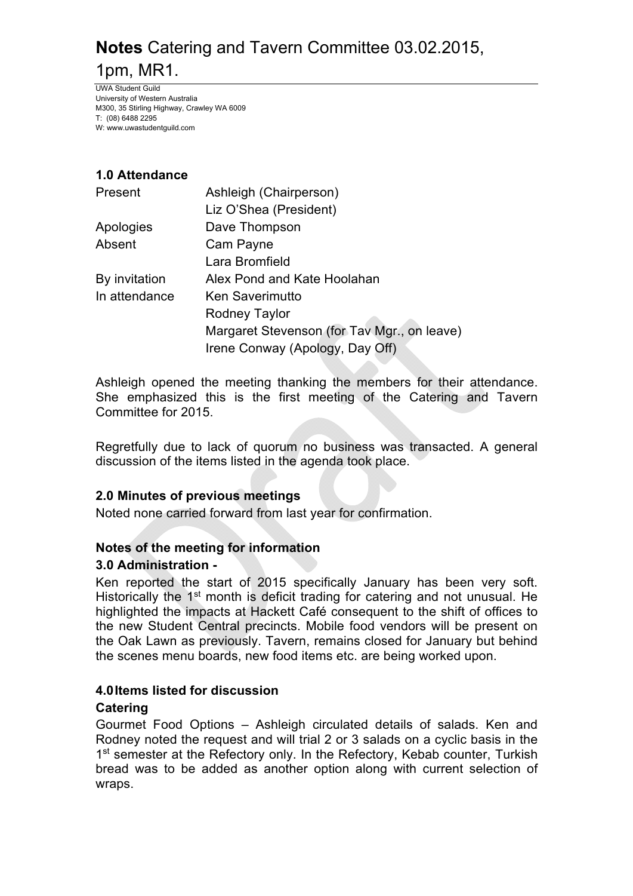# **Notes** Catering and Tavern Committee 03.02.2015, 1pm, MR1.

UWA Student Guild
University of Western Australia
M300, 35 Stirling Highway, Crawley WA 6009
T: (08) 6488 2295
W: www.uwastudentguild.com

### 1.0 Attendance

| | |
|---|---|
| Present | Ashleigh (Chairperson) |
| | Liz O'Shea (President) |
| Apologies | Dave Thompson |
| Absent | Cam Payne |
| | Lara Bromfield |
| By invitation | Alex Pond and Kate Hoolahan |
| In attendance | Ken Saverimutto |
| | Rodney Taylor |
| | Margaret Stevenson (for Tav Mgr., on leave) |
| | Irene Conway (Apology, Day Off) |

Ashleigh opened the meeting thanking the members for their attendance. She emphasized this is the first meeting of the Catering and Tavern Committee for 2015.

Regretfully due to lack of quorum no business was transacted. A general discussion of the items listed in the agenda took place.

### 2.0 Minutes of previous meetings

Noted none carried forward from last year for confirmation.

### Notes of the meeting for information

### 3.0 Administration -

Ken reported the start of 2015 specifically January has been very soft. Historically the 1st month is deficit trading for catering and not unusual. He highlighted the impacts at Hackett Café consequent to the shift of offices to the new Student Central precincts. Mobile food vendors will be present on the Oak Lawn as previously. Tavern, remains closed for January but behind the scenes menu boards, new food items etc. are being worked upon.

### 4.0 Items listed for discussion

**Catering**

Gourmet Food Options – Ashleigh circulated details of salads. Ken and Rodney noted the request and will trial 2 or 3 salads on a cyclic basis in the 1st semester at the Refectory only. In the Refectory, Kebab counter, Turkish bread was to be added as another option along with current selection of wraps.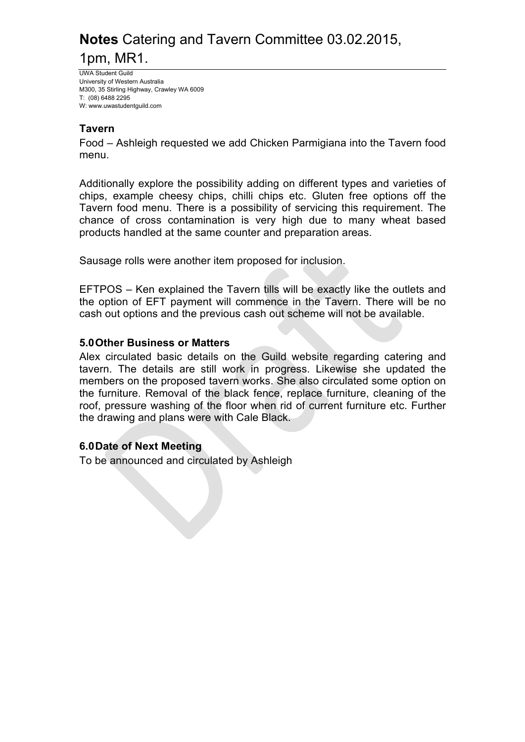### Tavern

Food – Ashleigh requested we add Chicken Parmigiana into the Tavern food menu.

Additionally explore the possibility adding on different types and varieties of chips, example cheesy chips, chilli chips etc. Gluten free options off the Tavern food menu. There is a possibility of servicing this requirement. The chance of cross contamination is very high due to many wheat based products handled at the same counter and preparation areas.

Sausage rolls were another item proposed for inclusion.

EFTPOS – Ken explained the Tavern tills will be exactly like the outlets and the option of EFT payment will commence in the Tavern. There will be no cash out options and the previous cash out scheme will not be available.

### 5.0 Other Business or Matters

Alex circulated basic details on the Guild website regarding catering and tavern. The details are still work in progress. Likewise she updated the members on the proposed tavern works. She also circulated some option on the furniture. Removal of the black fence, replace furniture, cleaning of the roof, pressure washing of the floor when rid of current furniture etc. Further the drawing and plans were with Cale Black.

### 6.0 Date of Next Meeting

To be announced and circulated by Ashleigh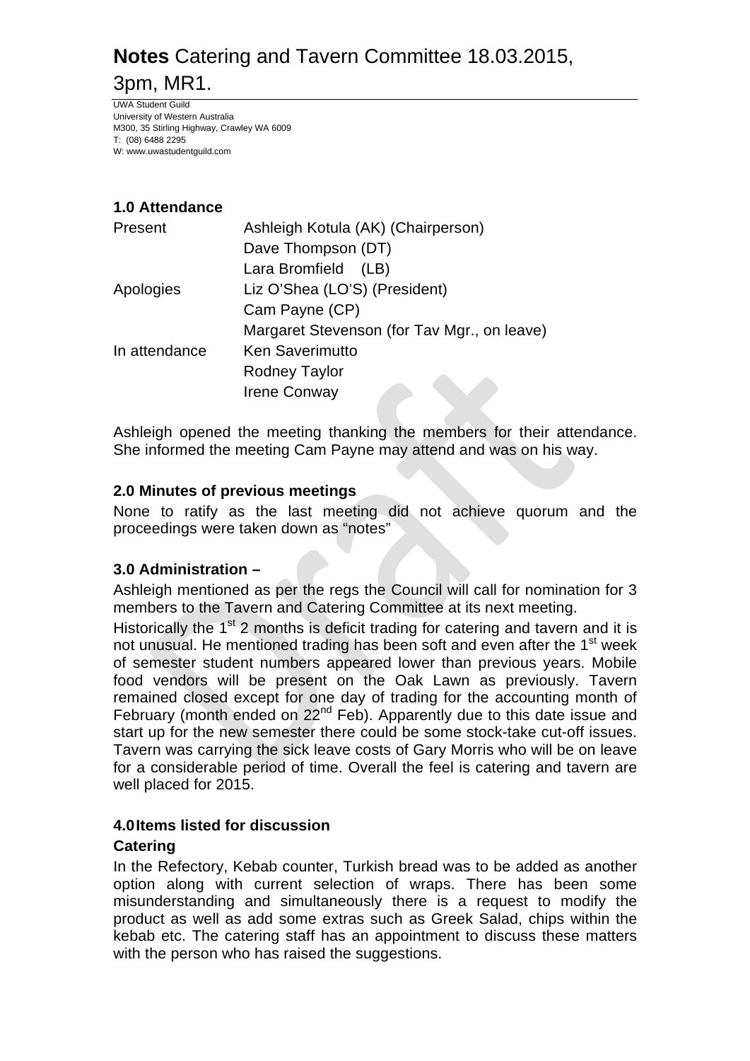# **Notes** Catering and Tavern Committee 18.03.2015, 3pm, MR1.

UWA Student Guild
University of Western Australia
M300, 35 Stirling Highway, Crawley WA 6009
T: (08) 6488 2295
W: www.uwastudentguild.com

### 1.0 Attendance

| | |
|---|---|
| Present | Ashleigh Kotula (AK) (Chairperson) |
| | Dave Thompson (DT) |
| | Lara Bromfield (LB) |
| Apologies | Liz O'Shea (LO'S) (President) |
| | Cam Payne (CP) |
| | Margaret Stevenson (for Tav Mgr., on leave) |
| In attendance | Ken Saverimutto |
| | Rodney Taylor |
| | Irene Conway |

Ashleigh opened the meeting thanking the members for their attendance. She informed the meeting Cam Payne may attend and was on his way.

### 2.0 Minutes of previous meetings

None to ratify as the last meeting did not achieve quorum and the proceedings were taken down as "notes"

### 3.0 Administration –

Ashleigh mentioned as per the regs the Council will call for nomination for 3 members to the Tavern and Catering Committee at its next meeting.

Historically the 1st 2 months is deficit trading for catering and tavern and it is not unusual. He mentioned trading has been soft and even after the 1st week of semester student numbers appeared lower than previous years. Mobile food vendors will be present on the Oak Lawn as previously. Tavern remained closed except for one day of trading for the accounting month of February (month ended on 22nd Feb). Apparently due to this date issue and start up for the new semester there could be some stock-take cut-off issues. Tavern was carrying the sick leave costs of Gary Morris who will be on leave for a considerable period of time. Overall the feel is catering and tavern are well placed for 2015.

### 4.0 Items listed for discussion

**Catering**

In the Refectory, Kebab counter, Turkish bread was to be added as another option along with current selection of wraps. There has been some misunderstanding and simultaneously there is a request to modify the product as well as add some extras such as Greek Salad, chips within the kebab etc. The catering staff has an appointment to discuss these matters with the person who has raised the suggestions.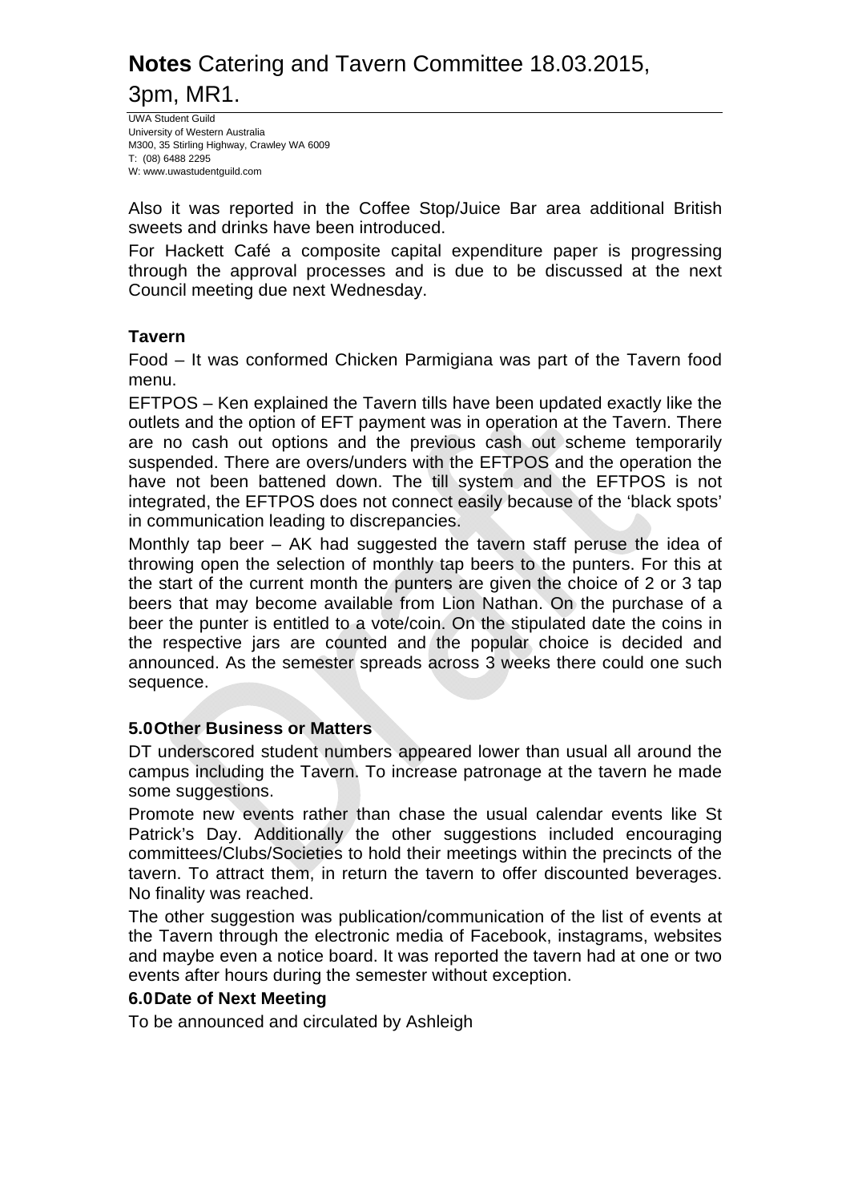Also it was reported in the Coffee Stop/Juice Bar area additional British sweets and drinks have been introduced.

For Hackett Café a composite capital expenditure paper is progressing through the approval processes and is due to be discussed at the next Council meeting due next Wednesday.

### Tavern

Food – It was conformed Chicken Parmigiana was part of the Tavern food menu.

EFTPOS – Ken explained the Tavern tills have been updated exactly like the outlets and the option of EFT payment was in operation at the Tavern. There are no cash out options and the previous cash out scheme temporarily suspended. There are overs/unders with the EFTPOS and the operation the have not been battened down. The till system and the EFTPOS is not integrated, the EFTPOS does not connect easily because of the 'black spots' in communication leading to discrepancies.

Monthly tap beer – AK had suggested the tavern staff peruse the idea of throwing open the selection of monthly tap beers to the punters. For this at the start of the current month the punters are given the choice of 2 or 3 tap beers that may become available from Lion Nathan. On the purchase of a beer the punter is entitled to a vote/coin. On the stipulated date the coins in the respective jars are counted and the popular choice is decided and announced. As the semester spreads across 3 weeks there could one such sequence.

## 5.0 Other Business or Matters

DT underscored student numbers appeared lower than usual all around the campus including the Tavern. To increase patronage at the tavern he made some suggestions.

Promote new events rather than chase the usual calendar events like St Patrick's Day. Additionally the other suggestions included encouraging committees/Clubs/Societies to hold their meetings within the precincts of the tavern. To attract them, in return the tavern to offer discounted beverages. No finality was reached.

The other suggestion was publication/communication of the list of events at the Tavern through the electronic media of Facebook, instagrams, websites and maybe even a notice board. It was reported the tavern had at one or two events after hours during the semester without exception.

## 6.0 Date of Next Meeting

To be announced and circulated by Ashleigh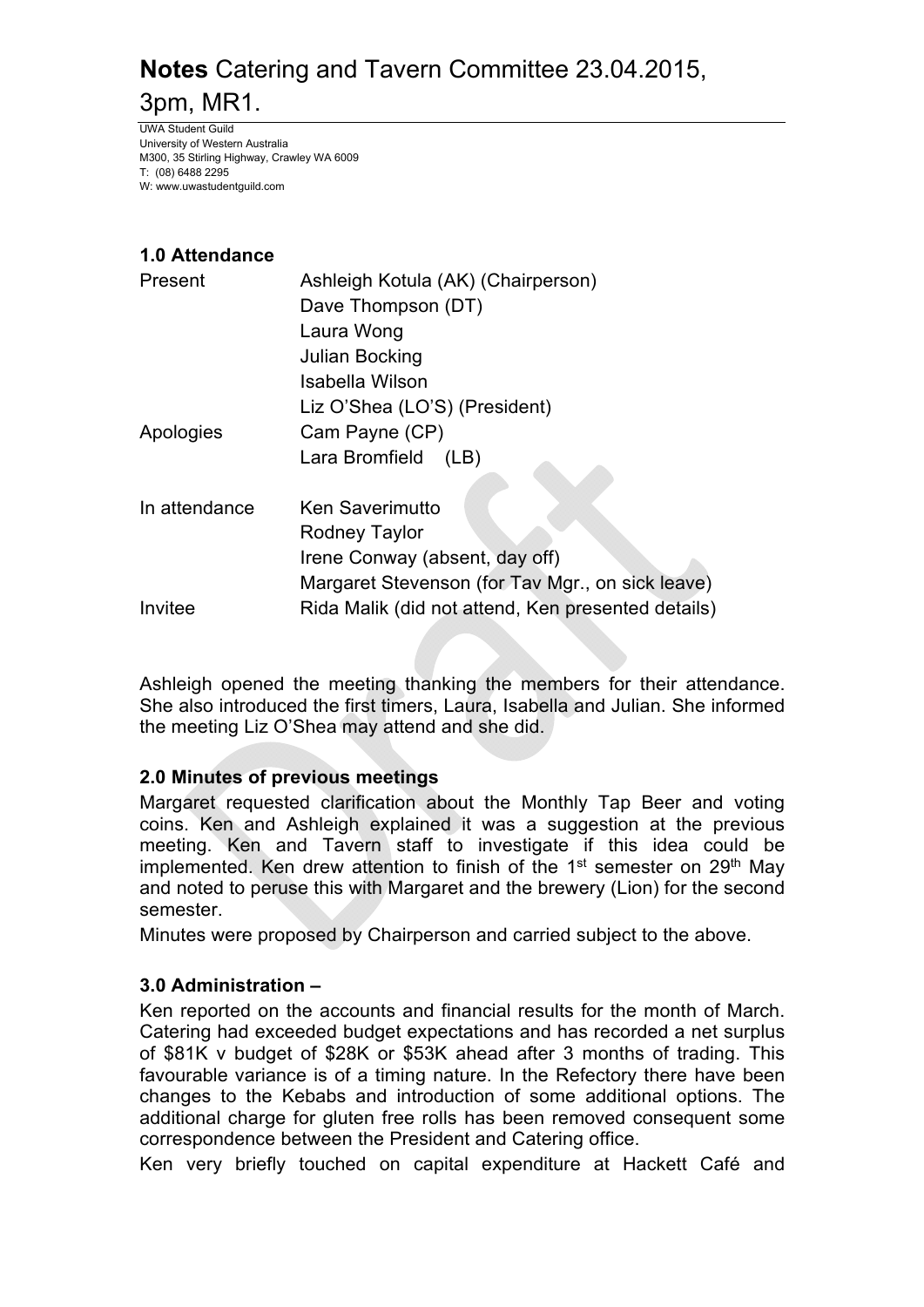# **Notes** Catering and Tavern Committee 23.04.2015, 3pm, MR1.

UWA Student Guild
University of Western Australia
M300, 35 Stirling Highway, Crawley WA 6009
T: (08) 6488 2295
W: www.uwastudentguild.com

### 1.0 Attendance

| | |
|---|---|
| Present | Ashleigh Kotula (AK) (Chairperson) |
| | Dave Thompson (DT) |
| | Laura Wong |
| | Julian Bocking |
| | Isabella Wilson |
| | Liz O'Shea (LO'S) (President) |
| Apologies | Cam Payne (CP) |
| | Lara Bromfield (LB) |
| In attendance | Ken Saverimutto |
| | Rodney Taylor |
| | Irene Conway (absent, day off) |
| | Margaret Stevenson (for Tav Mgr., on sick leave) |
| Invitee | Rida Malik (did not attend, Ken presented details) |

Ashleigh opened the meeting thanking the members for their attendance. She also introduced the first timers, Laura, Isabella and Julian. She informed the meeting Liz O'Shea may attend and she did.

### 2.0 Minutes of previous meetings

Margaret requested clarification about the Monthly Tap Beer and voting coins. Ken and Ashleigh explained it was a suggestion at the previous meeting. Ken and Tavern staff to investigate if this idea could be implemented. Ken drew attention to finish of the 1st semester on 29th May and noted to peruse this with Margaret and the brewery (Lion) for the second semester.

Minutes were proposed by Chairperson and carried subject to the above.

### 3.0 Administration –

Ken reported on the accounts and financial results for the month of March. Catering had exceeded budget expectations and has recorded a net surplus of $81K v budget of $28K or $53K ahead after 3 months of trading. This favourable variance is of a timing nature. In the Refectory there have been changes to the Kebabs and introduction of some additional options. The additional charge for gluten free rolls has been removed consequent some correspondence between the President and Catering office.

Ken very briefly touched on capital expenditure at Hackett Café and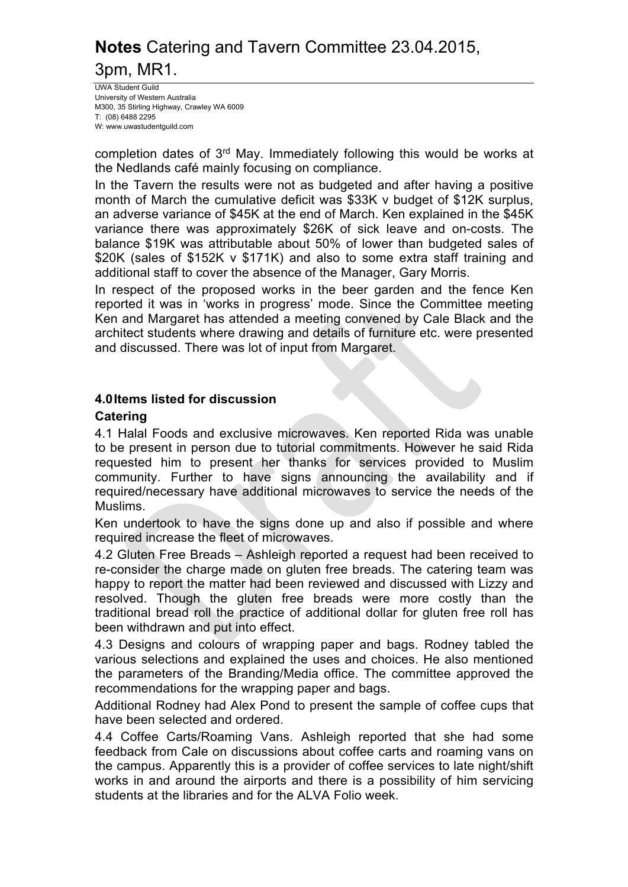completion dates of 3rd May. Immediately following this would be works at the Nedlands café mainly focusing on compliance.

In the Tavern the results were not as budgeted and after having a positive month of March the cumulative deficit was $33K v budget of $12K surplus, an adverse variance of $45K at the end of March. Ken explained in the $45K variance there was approximately $26K of sick leave and on-costs. The balance $19K was attributable about 50% of lower than budgeted sales of $20K (sales of $152K v $171K) and also to some extra staff training and additional staff to cover the absence of the Manager, Gary Morris.

In respect of the proposed works in the beer garden and the fence Ken reported it was in 'works in progress' mode. Since the Committee meeting Ken and Margaret has attended a meeting convened by Cale Black and the architect students where drawing and details of furniture etc. were presented and discussed. There was lot of input from Margaret.

## 4.0 Items listed for discussion

### Catering

4.1 Halal Foods and exclusive microwaves. Ken reported Rida was unable to be present in person due to tutorial commitments. However he said Rida requested him to present her thanks for services provided to Muslim community. Further to have signs announcing the availability and if required/necessary have additional microwaves to service the needs of the Muslims.

Ken undertook to have the signs done up and also if possible and where required increase the fleet of microwaves.

4.2 Gluten Free Breads – Ashleigh reported a request had been received to re-consider the charge made on gluten free breads. The catering team was happy to report the matter had been reviewed and discussed with Lizzy and resolved. Though the gluten free breads were more costly than the traditional bread roll the practice of additional dollar for gluten free roll has been withdrawn and put into effect.

4.3 Designs and colours of wrapping paper and bags. Rodney tabled the various selections and explained the uses and choices. He also mentioned the parameters of the Branding/Media office. The committee approved the recommendations for the wrapping paper and bags.

Additional Rodney had Alex Pond to present the sample of coffee cups that have been selected and ordered.

4.4 Coffee Carts/Roaming Vans. Ashleigh reported that she had some feedback from Cale on discussions about coffee carts and roaming vans on the campus. Apparently this is a provider of coffee services to late night/shift works in and around the airports and there is a possibility of him servicing students at the libraries and for the ALVA Folio week.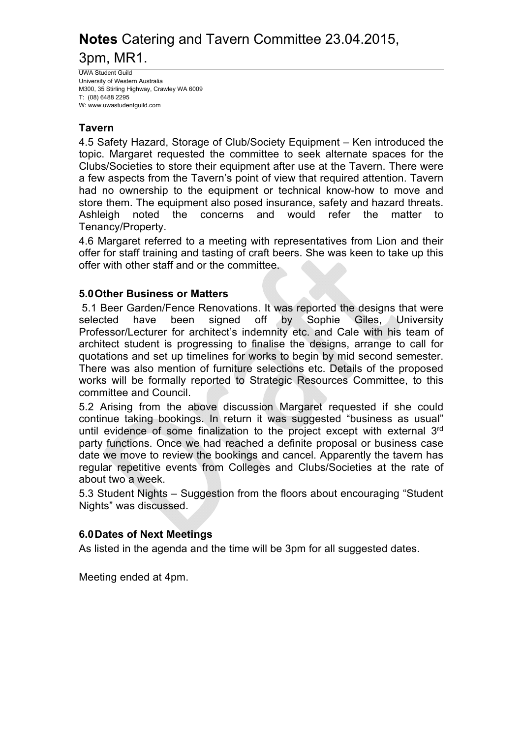# **Notes** Catering and Tavern Committee 23.04.2015, 3pm, MR1.

UWA Student Guild
University of Western Australia
M300, 35 Stirling Highway, Crawley WA 6009
T: (08) 6488 2295
W: www.uwastudentguild.com

### Tavern

4.5 Safety Hazard, Storage of Club/Society Equipment – Ken introduced the topic. Margaret requested the committee to seek alternate spaces for the Clubs/Societies to store their equipment after use at the Tavern. There were a few aspects from the Tavern's point of view that required attention. Tavern had no ownership to the equipment or technical know-how to move and store them. The equipment also posed insurance, safety and hazard threats. Ashleigh noted the concerns and would refer the matter to Tenancy/Property.

4.6 Margaret referred to a meeting with representatives from Lion and their offer for staff training and tasting of craft beers. She was keen to take up this offer with other staff and or the committee.

### 5.0 Other Business or Matters

5.1 Beer Garden/Fence Renovations. It was reported the designs that were selected have been signed off by Sophie Giles, University Professor/Lecturer for architect's indemnity etc. and Cale with his team of architect student is progressing to finalise the designs, arrange to call for quotations and set up timelines for works to begin by mid second semester. There was also mention of furniture selections etc. Details of the proposed works will be formally reported to Strategic Resources Committee, to this committee and Council.

5.2 Arising from the above discussion Margaret requested if she could continue taking bookings. In return it was suggested "business as usual" until evidence of some finalization to the project except with external 3rd party functions. Once we had reached a definite proposal or business case date we move to review the bookings and cancel. Apparently the tavern has regular repetitive events from Colleges and Clubs/Societies at the rate of about two a week.

5.3 Student Nights – Suggestion from the floors about encouraging "Student Nights" was discussed.

### 6.0 Dates of Next Meetings

As listed in the agenda and the time will be 3pm for all suggested dates.

Meeting ended at 4pm.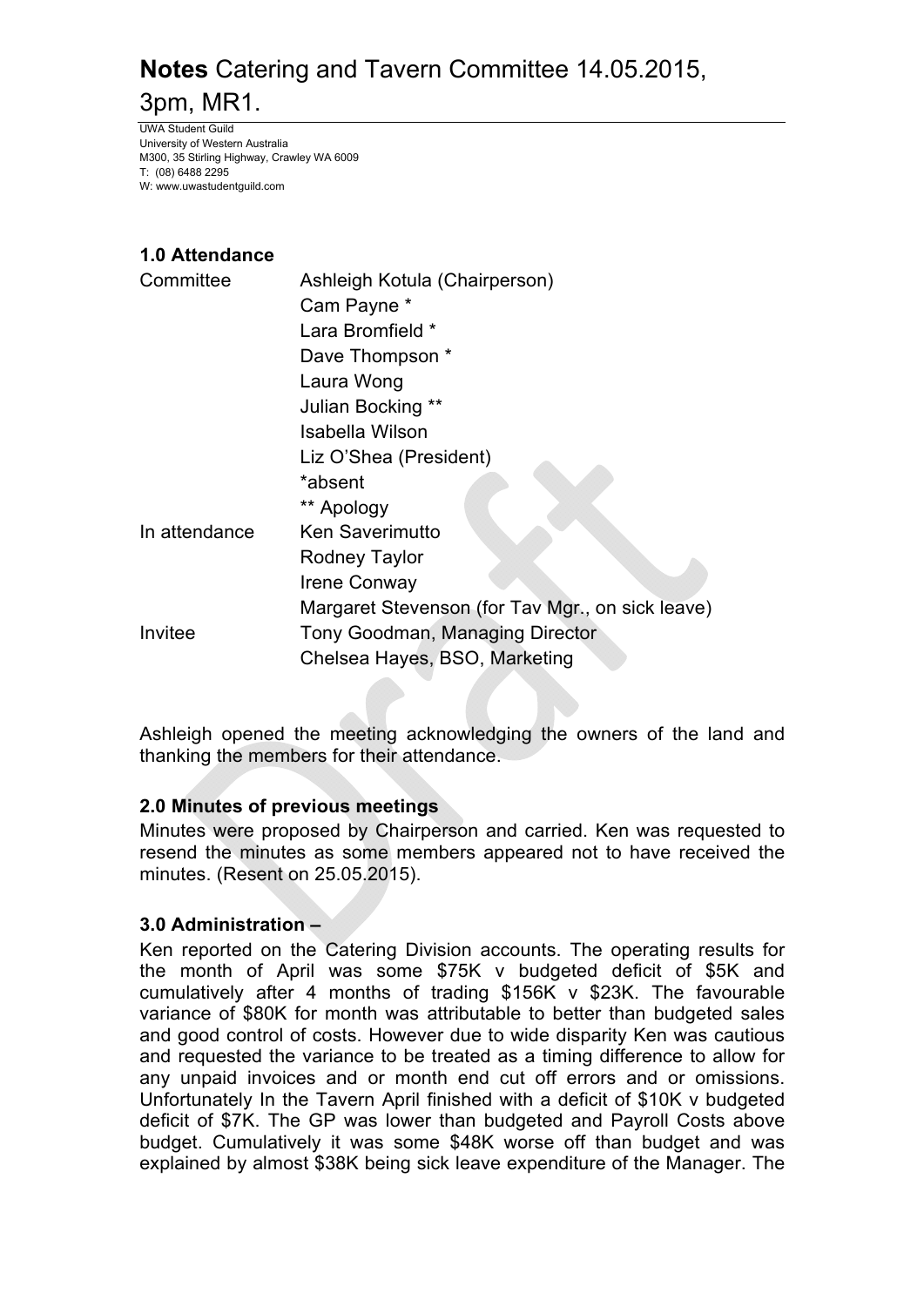# **Notes** Catering and Tavern Committee 14.05.2015, 3pm, MR1.

UWA Student Guild
University of Western Australia
M300, 35 Stirling Highway, Crawley WA 6009
T: (08) 6488 2295
W: www.uwastudentguild.com

### 1.0 Attendance

| | |
|---|---|
| Committee | Ashleigh Kotula (Chairperson) |
| | Cam Payne * |
| | Lara Bromfield * |
| | Dave Thompson * |
| | Laura Wong |
| | Julian Bocking ** |
| | Isabella Wilson |
| | Liz O'Shea (President) |
| | *absent |
| | ** Apology |
| In attendance | Ken Saverimutto |
| | Rodney Taylor |
| | Irene Conway |
| | Margaret Stevenson (for Tav Mgr., on sick leave) |
| Invitee | Tony Goodman, Managing Director |
| | Chelsea Hayes, BSO, Marketing |

Ashleigh opened the meeting acknowledging the owners of the land and thanking the members for their attendance.

### 2.0 Minutes of previous meetings

Minutes were proposed by Chairperson and carried. Ken was requested to resend the minutes as some members appeared not to have received the minutes. (Resent on 25.05.2015).

### 3.0 Administration –

Ken reported on the Catering Division accounts. The operating results for the month of April was some $75K v budgeted deficit of $5K and cumulatively after 4 months of trading $156K v $23K. The favourable variance of $80K for month was attributable to better than budgeted sales and good control of costs. However due to wide disparity Ken was cautious and requested the variance to be treated as a timing difference to allow for any unpaid invoices and or month end cut off errors and or omissions. Unfortunately In the Tavern April finished with a deficit of $10K v budgeted deficit of $7K. The GP was lower than budgeted and Payroll Costs above budget. Cumulatively it was some $48K worse off than budget and was explained by almost $38K being sick leave expenditure of the Manager. The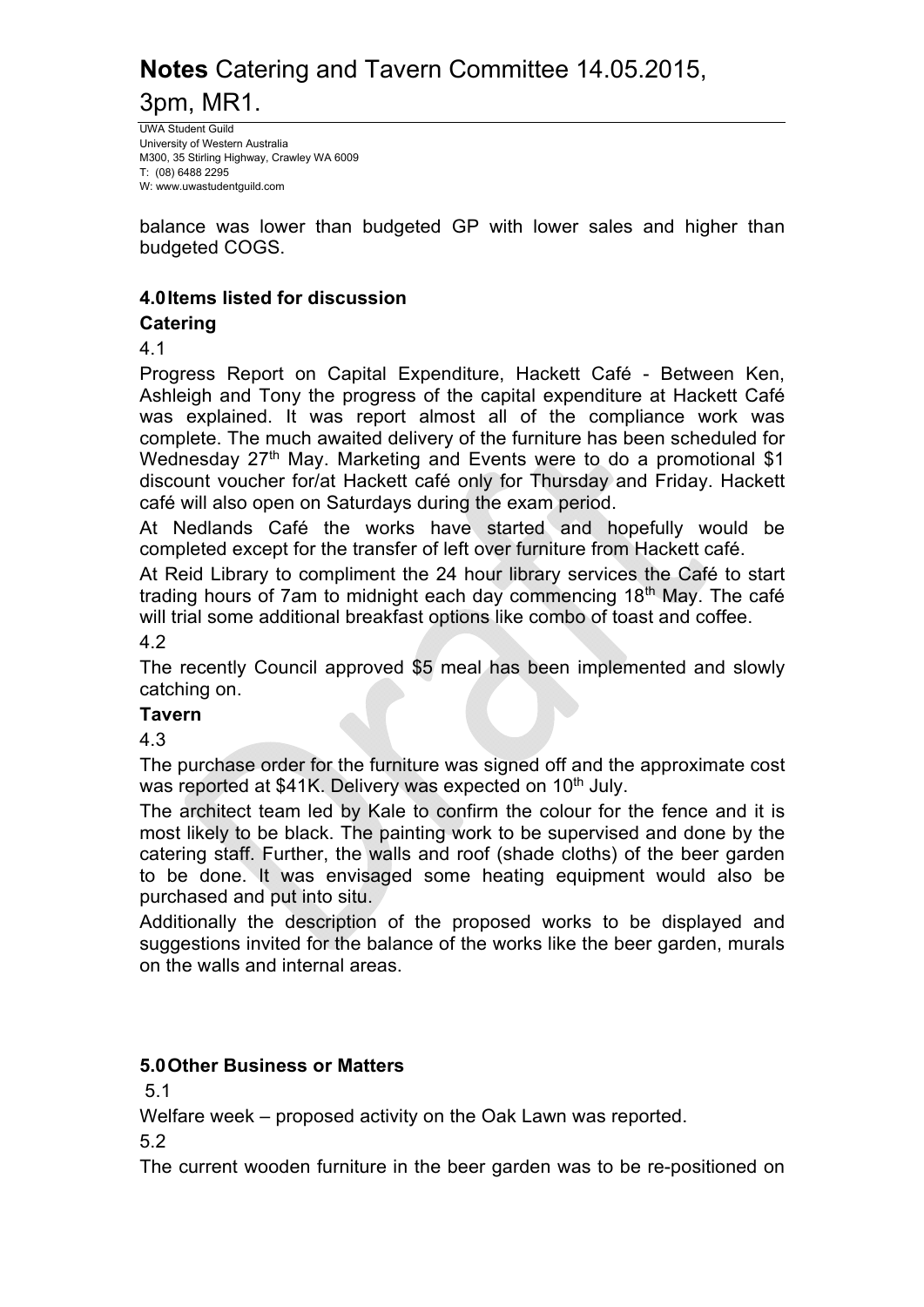balance was lower than budgeted GP with lower sales and higher than budgeted COGS.

## 4.0 Items listed for discussion

### Catering

4.1

Progress Report on Capital Expenditure, Hackett Café - Between Ken, Ashleigh and Tony the progress of the capital expenditure at Hackett Café was explained. It was report almost all of the compliance work was complete. The much awaited delivery of the furniture has been scheduled for Wednesday 27th May. Marketing and Events were to do a promotional $1 discount voucher for/at Hackett café only for Thursday and Friday. Hackett café will also open on Saturdays during the exam period.

At Nedlands Café the works have started and hopefully would be completed except for the transfer of left over furniture from Hackett café.

At Reid Library to compliment the 24 hour library services the Café to start trading hours of 7am to midnight each day commencing 18th May. The café will trial some additional breakfast options like combo of toast and coffee.

4.2

The recently Council approved $5 meal has been implemented and slowly catching on.

### Tavern

4.3

The purchase order for the furniture was signed off and the approximate cost was reported at $41K. Delivery was expected on 10th July.

The architect team led by Kale to confirm the colour for the fence and it is most likely to be black. The painting work to be supervised and done by the catering staff. Further, the walls and roof (shade cloths) of the beer garden to be done. It was envisaged some heating equipment would also be purchased and put into situ.

Additionally the description of the proposed works to be displayed and suggestions invited for the balance of the works like the beer garden, murals on the walls and internal areas.

## 5.0 Other Business or Matters

5.1

Welfare week – proposed activity on the Oak Lawn was reported.

5.2

The current wooden furniture in the beer garden was to be re-positioned on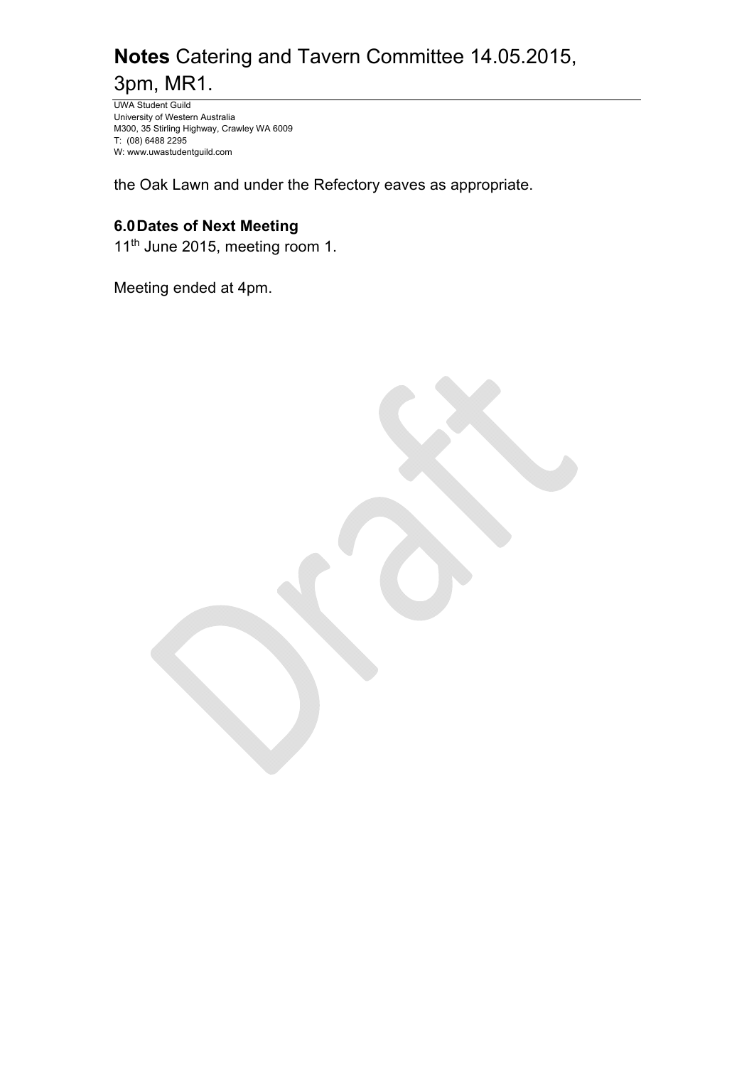the Oak Lawn and under the Refectory eaves as appropriate.

## 6.0 Dates of Next Meeting

11th June 2015, meeting room 1.

Meeting ended at 4pm.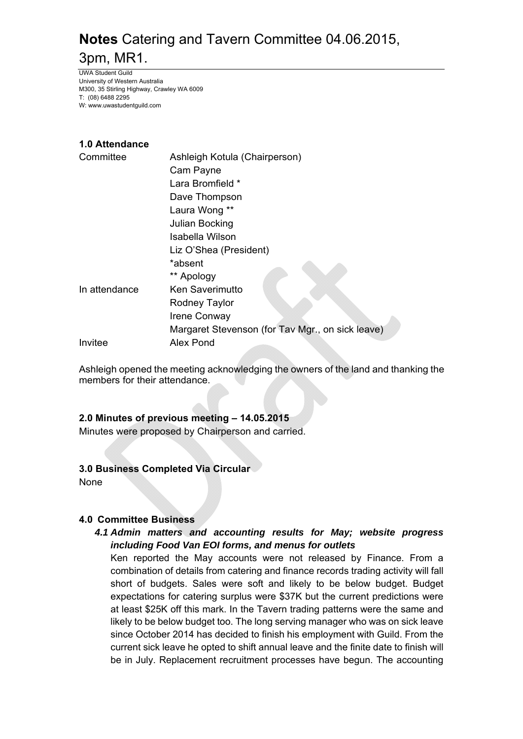# **Notes** Catering and Tavern Committee 04.06.2015, 3pm, MR1.

UWA Student Guild
University of Western Australia
M300, 35 Stirling Highway, Crawley WA 6009
T: (08) 6488 2295
W: www.uwastudentguild.com

### 1.0 Attendance

| | |
|---|---|
| Committee | Ashleigh Kotula (Chairperson) |
| | Cam Payne |
| | Lara Bromfield * |
| | Dave Thompson |
| | Laura Wong ** |
| | Julian Bocking |
| | Isabella Wilson |
| | Liz O'Shea (President) |
| | *absent |
| | ** Apology |
| In attendance | Ken Saverimutto |
| | Rodney Taylor |
| | Irene Conway |
| | Margaret Stevenson (for Tav Mgr., on sick leave) |
| Invitee | Alex Pond |

Ashleigh opened the meeting acknowledging the owners of the land and thanking the members for their attendance.

### 2.0 Minutes of previous meeting – 14.05.2015

Minutes were proposed by Chairperson and carried.

### 3.0 Business Completed Via Circular

None

### 4.0 Committee Business

#### *4.1 Admin matters and accounting results for May; website progress including Food Van EOI forms, and menus for outlets*

Ken reported the May accounts were not released by Finance. From a combination of details from catering and finance records trading activity will fall short of budgets. Sales were soft and likely to be below budget. Budget expectations for catering surplus were $37K but the current predictions were at least $25K off this mark. In the Tavern trading patterns were the same and likely to be below budget too. The long serving manager who was on sick leave since October 2014 has decided to finish his employment with Guild. From the current sick leave he opted to shift annual leave and the finite date to finish will be in July. Replacement recruitment processes have begun. The accounting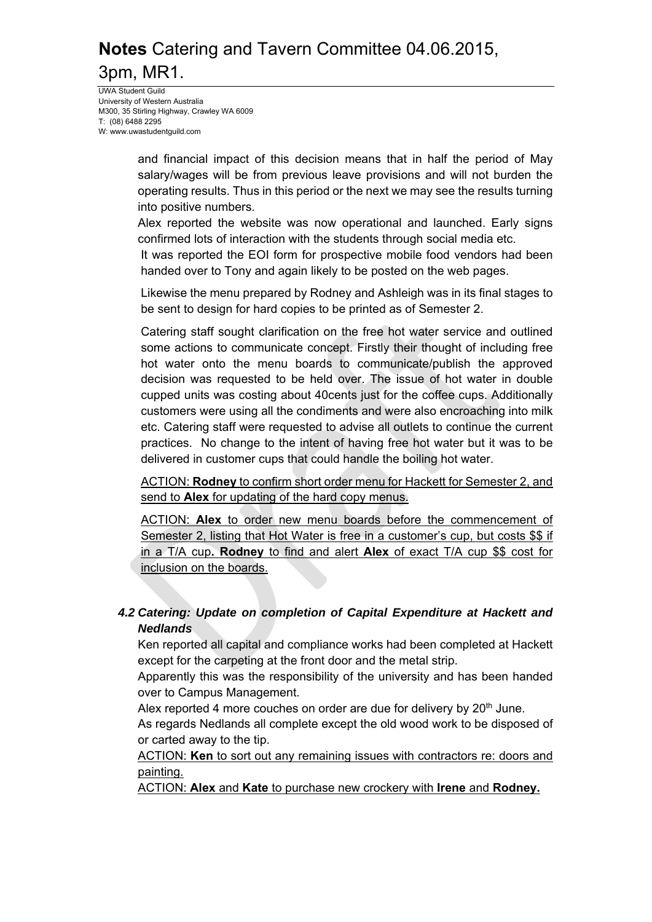and financial impact of this decision means that in half the period of May salary/wages will be from previous leave provisions and will not burden the operating results. Thus in this period or the next we may see the results turning into positive numbers.

Alex reported the website was now operational and launched. Early signs confirmed lots of interaction with the students through social media etc.

It was reported the EOI form for prospective mobile food vendors had been handed over to Tony and again likely to be posted on the web pages.

Likewise the menu prepared by Rodney and Ashleigh was in its final stages to be sent to design for hard copies to be printed as of Semester 2.

Catering staff sought clarification on the free hot water service and outlined some actions to communicate concept. Firstly their thought of including free hot water onto the menu boards to communicate/publish the approved decision was requested to be held over. The issue of hot water in double cupped units was costing about 40cents just for the coffee cups. Additionally customers were using all the condiments and were also encroaching into milk etc. Catering staff were requested to advise all outlets to continue the current practices. No change to the intent of having free hot water but it was to be delivered in customer cups that could handle the boiling hot water.

<u>ACTION: **Rodney** to confirm short order menu for Hackett for Semester 2, and send to **Alex** for updating of the hard copy menus.</u>

<u>ACTION: **Alex** to order new menu boards before the commencement of Semester 2, listing that Hot Water is free in a customer's cup, but costs $$ if in a T/A cup**. Rodney** to find and alert **Alex** of exact T/A cup $$ cost for inclusion on the boards.</u>

### *4.2 Catering: Update on completion of Capital Expenditure at Hackett and Nedlands*

Ken reported all capital and compliance works had been completed at Hackett except for the carpeting at the front door and the metal strip.

Apparently this was the responsibility of the university and has been handed over to Campus Management.

Alex reported 4 more couches on order are due for delivery by 20th June.

As regards Nedlands all complete except the old wood work to be disposed of or carted away to the tip.

<u>ACTION: **Ken** to sort out any remaining issues with contractors re: doors and painting.</u>

<u>ACTION: **Alex** and **Kate** to purchase new crockery with **Irene** and **Rodney.**</u>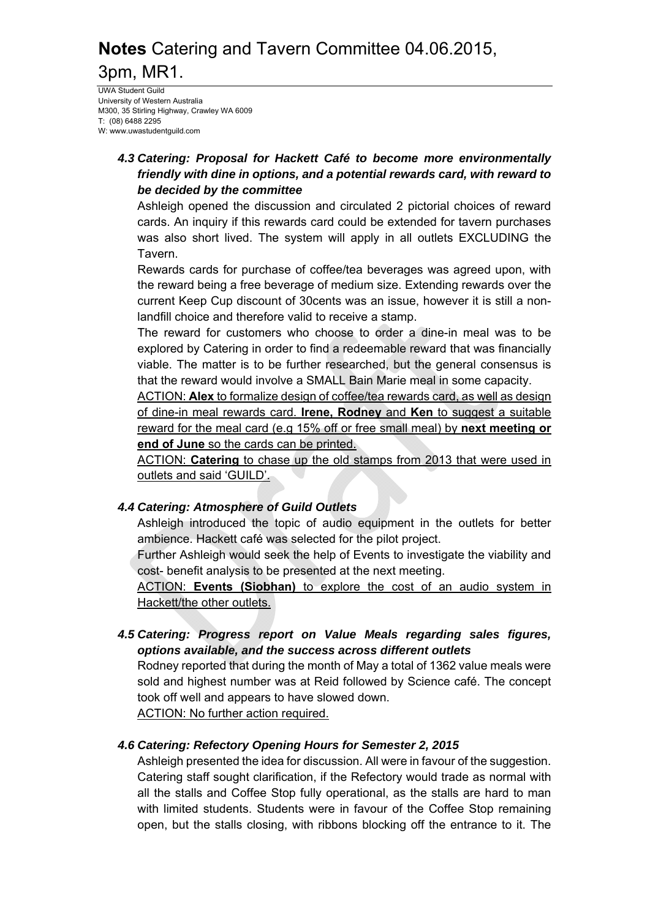# **Notes** Catering and Tavern Committee 04.06.2015, 3pm, MR1.

UWA Student Guild
University of Western Australia
M300, 35 Stirling Highway, Crawley WA 6009
T: (08) 6488 2295
W: www.uwastudentguild.com

### *4.3 Catering: Proposal for Hackett Café to become more environmentally friendly with dine in options, and a potential rewards card, with reward to be decided by the committee*

Ashleigh opened the discussion and circulated 2 pictorial choices of reward cards. An inquiry if this rewards card could be extended for tavern purchases was also short lived. The system will apply in all outlets EXCLUDING the Tavern.

Rewards cards for purchase of coffee/tea beverages was agreed upon, with the reward being a free beverage of medium size. Extending rewards over the current Keep Cup discount of 30cents was an issue, however it is still a non-landfill choice and therefore valid to receive a stamp.

The reward for customers who choose to order a dine-in meal was to be explored by Catering in order to find a redeemable reward that was financially viable. The matter is to be further researched, but the general consensus is that the reward would involve a SMALL Bain Marie meal in some capacity.

ACTION: **Alex** to formalize design of coffee/tea rewards card, as well as design of dine-in meal rewards card. **Irene, Rodney** and **Ken** to suggest a suitable reward for the meal card (e.g 15% off or free small meal) by **next meeting or end of June** so the cards can be printed.

ACTION: **Catering** to chase up the old stamps from 2013 that were used in outlets and said 'GUILD'.

### *4.4 Catering: Atmosphere of Guild Outlets*

Ashleigh introduced the topic of audio equipment in the outlets for better ambience. Hackett café was selected for the pilot project.

Further Ashleigh would seek the help of Events to investigate the viability and cost- benefit analysis to be presented at the next meeting.

ACTION: **Events (Siobhan)** to explore the cost of an audio system in Hackett/the other outlets.

### *4.5 Catering: Progress report on Value Meals regarding sales figures, options available, and the success across different outlets*

Rodney reported that during the month of May a total of 1362 value meals were sold and highest number was at Reid followed by Science café. The concept took off well and appears to have slowed down.

ACTION: No further action required.

### *4.6 Catering: Refectory Opening Hours for Semester 2, 2015*

Ashleigh presented the idea for discussion. All were in favour of the suggestion. Catering staff sought clarification, if the Refectory would trade as normal with all the stalls and Coffee Stop fully operational, as the stalls are hard to man with limited students. Students were in favour of the Coffee Stop remaining open, but the stalls closing, with ribbons blocking off the entrance to it. The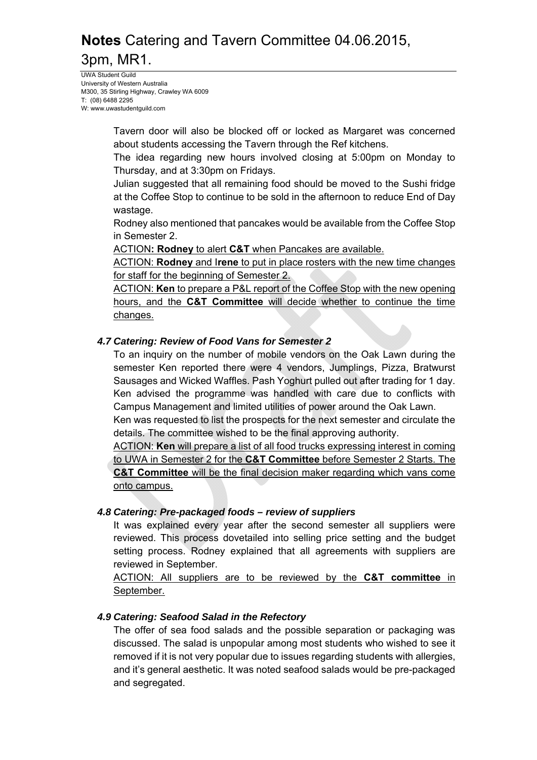# **Notes** Catering and Tavern Committee 04.06.2015, 3pm, MR1.

UWA Student Guild
University of Western Australia
M300, 35 Stirling Highway, Crawley WA 6009
T: (08) 6488 2295
W: www.uwastudentguild.com

Tavern door will also be blocked off or locked as Margaret was concerned about students accessing the Tavern through the Ref kitchens.

The idea regarding new hours involved closing at 5:00pm on Monday to Thursday, and at 3:30pm on Fridays.

Julian suggested that all remaining food should be moved to the Sushi fridge at the Coffee Stop to continue to be sold in the afternoon to reduce End of Day wastage.

Rodney also mentioned that pancakes would be available from the Coffee Stop in Semester 2.

<u>ACTION**: Rodney** to alert **C&T** when Pancakes are available.</u>

<u>ACTION: **Rodney** and I**rene** to put in place rosters with the new time changes for staff for the beginning of Semester 2.</u>

<u>ACTION: **Ken** to prepare a P&L report of the Coffee Stop with the new opening hours, and the **C&T Committee** will decide whether to continue the time changes.</u>

### *4.7 Catering: Review of Food Vans for Semester 2*

To an inquiry on the number of mobile vendors on the Oak Lawn during the semester Ken reported there were 4 vendors, Jumplings, Pizza, Bratwurst Sausages and Wicked Waffles. Pash Yoghurt pulled out after trading for 1 day. Ken advised the programme was handled with care due to conflicts with Campus Management and limited utilities of power around the Oak Lawn.

Ken was requested to list the prospects for the next semester and circulate the details. The committee wished to be the final approving authority.

<u>ACTION: **Ken** will prepare a list of all food trucks expressing interest in coming to UWA in Semester 2 for the **C&T Committee** before Semester 2 Starts. The **C&T Committee** will be the final decision maker regarding which vans come onto campus.</u>

### *4.8 Catering: Pre-packaged foods – review of suppliers*

It was explained every year after the second semester all suppliers were reviewed. This process dovetailed into selling price setting and the budget setting process. Rodney explained that all agreements with suppliers are reviewed in September.

<u>ACTION: All suppliers are to be reviewed by the **C&T committee** in September.</u>

### *4.9 Catering: Seafood Salad in the Refectory*

The offer of sea food salads and the possible separation or packaging was discussed. The salad is unpopular among most students who wished to see it removed if it is not very popular due to issues regarding students with allergies, and it's general aesthetic. It was noted seafood salads would be pre-packaged and segregated.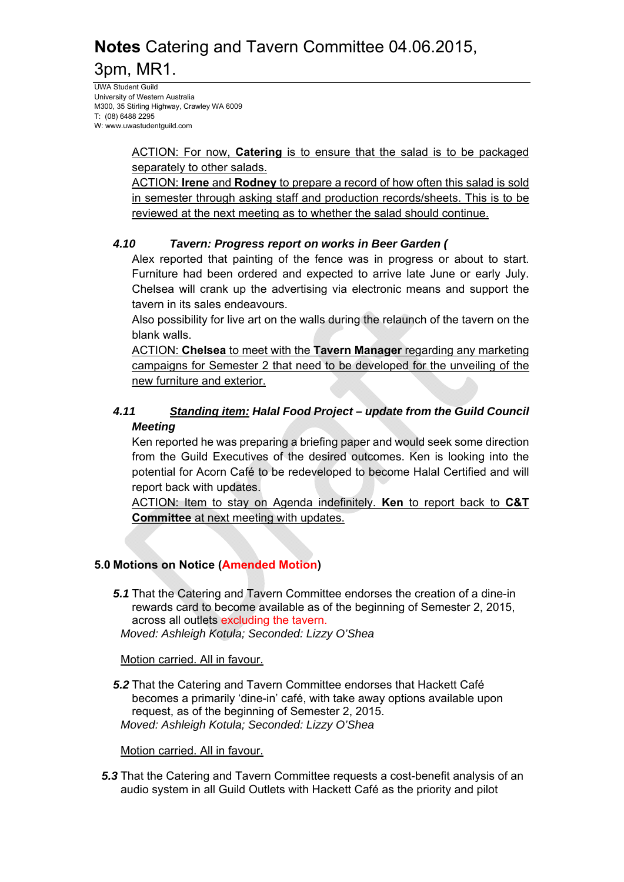ACTION: For now, **Catering** is to ensure that the salad is to be packaged separately to other salads.
ACTION: **Irene** and **Rodney** to prepare a record of how often this salad is sold in semester through asking staff and production records/sheets. This is to be reviewed at the next meeting as to whether the salad should continue.

### *4.10 Tavern: Progress report on works in Beer Garden (*

Alex reported that painting of the fence was in progress or about to start. Furniture had been ordered and expected to arrive late June or early July. Chelsea will crank up the advertising via electronic means and support the tavern in its sales endeavours.
Also possibility for live art on the walls during the relaunch of the tavern on the blank walls.
ACTION: **Chelsea** to meet with the **Tavern Manager** regarding any marketing campaigns for Semester 2 that need to be developed for the unveiling of the new furniture and exterior.

### *4.11 Standing item: Halal Food Project – update from the Guild Council Meeting*

Ken reported he was preparing a briefing paper and would seek some direction from the Guild Executives of the desired outcomes. Ken is looking into the potential for Acorn Café to be redeveloped to become Halal Certified and will report back with updates.
ACTION: Item to stay on Agenda indefinitely. **Ken** to report back to **C&T Committee** at next meeting with updates.

## 5.0 Motions on Notice (Amended Motion)

***5.1*** That the Catering and Tavern Committee endorses the creation of a dine-in rewards card to become available as of the beginning of Semester 2, 2015, across all outlets excluding the tavern.
*Moved: Ashleigh Kotula; Seconded: Lizzy O'Shea*

Motion carried. All in favour.

***5.2*** That the Catering and Tavern Committee endorses that Hackett Café becomes a primarily 'dine-in' café, with take away options available upon request, as of the beginning of Semester 2, 2015.
*Moved: Ashleigh Kotula; Seconded: Lizzy O'Shea*

Motion carried. All in favour.

***5.3*** That the Catering and Tavern Committee requests a cost-benefit analysis of an audio system in all Guild Outlets with Hackett Café as the priority and pilot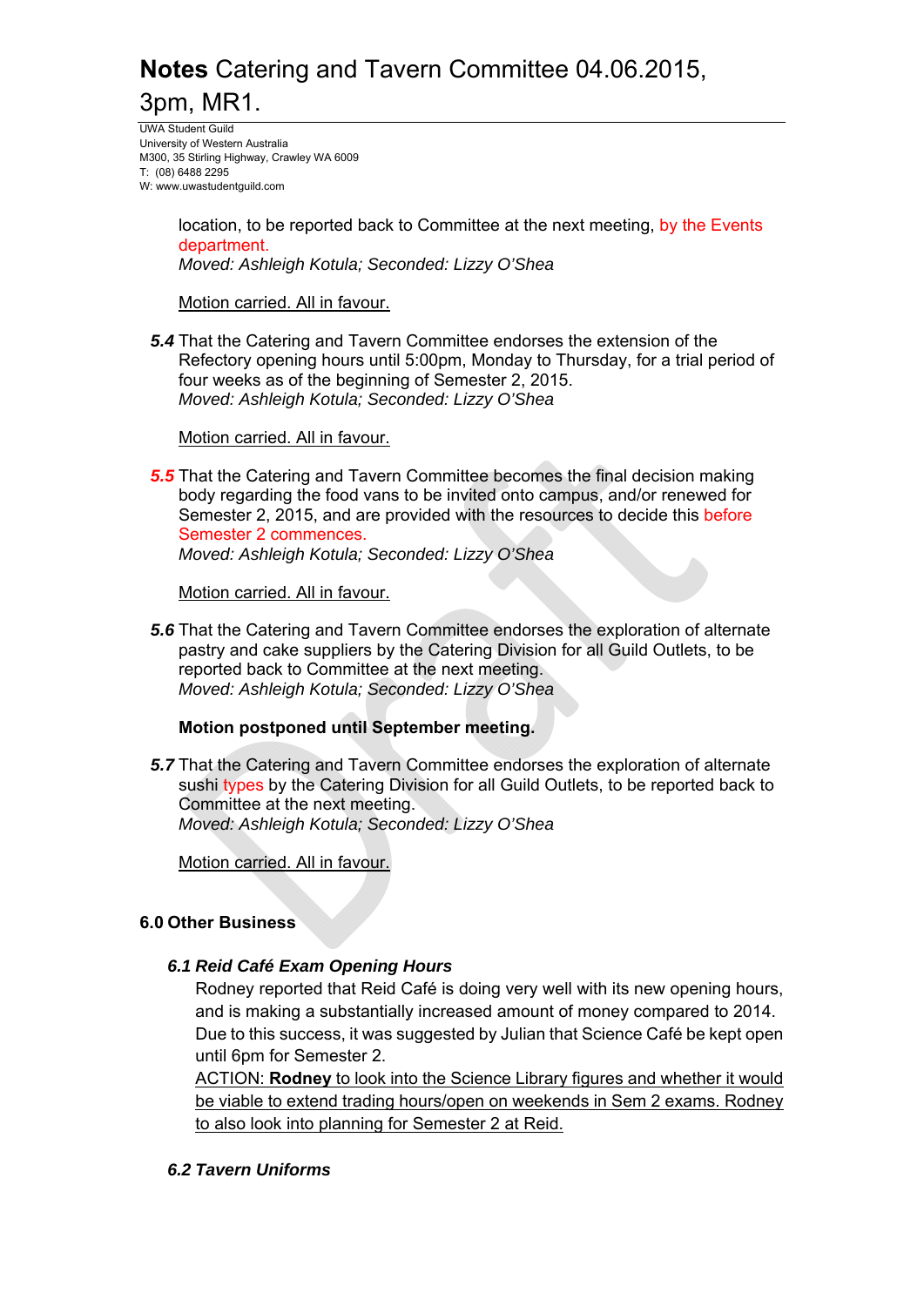# **Notes** Catering and Tavern Committee 04.06.2015, 3pm, MR1.

UWA Student Guild
University of Western Australia
M300, 35 Stirling Highway, Crawley WA 6009
T: (08) 6488 2295
W: www.uwastudentguild.com

location, to be reported back to Committee at the next meeting, by the Events department.
*Moved: Ashleigh Kotula; Seconded: Lizzy O'Shea*

Motion carried. All in favour.

***5.4*** That the Catering and Tavern Committee endorses the extension of the Refectory opening hours until 5:00pm, Monday to Thursday, for a trial period of four weeks as of the beginning of Semester 2, 2015.
*Moved: Ashleigh Kotula; Seconded: Lizzy O'Shea*

Motion carried. All in favour.

***5.5*** That the Catering and Tavern Committee becomes the final decision making body regarding the food vans to be invited onto campus, and/or renewed for Semester 2, 2015, and are provided with the resources to decide this before Semester 2 commences.
*Moved: Ashleigh Kotula; Seconded: Lizzy O'Shea*

Motion carried. All in favour.

***5.6*** That the Catering and Tavern Committee endorses the exploration of alternate pastry and cake suppliers by the Catering Division for all Guild Outlets, to be reported back to Committee at the next meeting.
*Moved: Ashleigh Kotula; Seconded: Lizzy O'Shea*

**Motion postponed until September meeting.**

***5.7*** That the Catering and Tavern Committee endorses the exploration of alternate sushi types by the Catering Division for all Guild Outlets, to be reported back to Committee at the next meeting.
*Moved: Ashleigh Kotula; Seconded: Lizzy O'Shea*

Motion carried. All in favour.

## 6.0 Other Business

### *6.1 Reid Café Exam Opening Hours*

Rodney reported that Reid Café is doing very well with its new opening hours, and is making a substantially increased amount of money compared to 2014. Due to this success, it was suggested by Julian that Science Café be kept open until 6pm for Semester 2.

ACTION: **Rodney** to look into the Science Library figures and whether it would be viable to extend trading hours/open on weekends in Sem 2 exams. Rodney to also look into planning for Semester 2 at Reid.

### *6.2 Tavern Uniforms*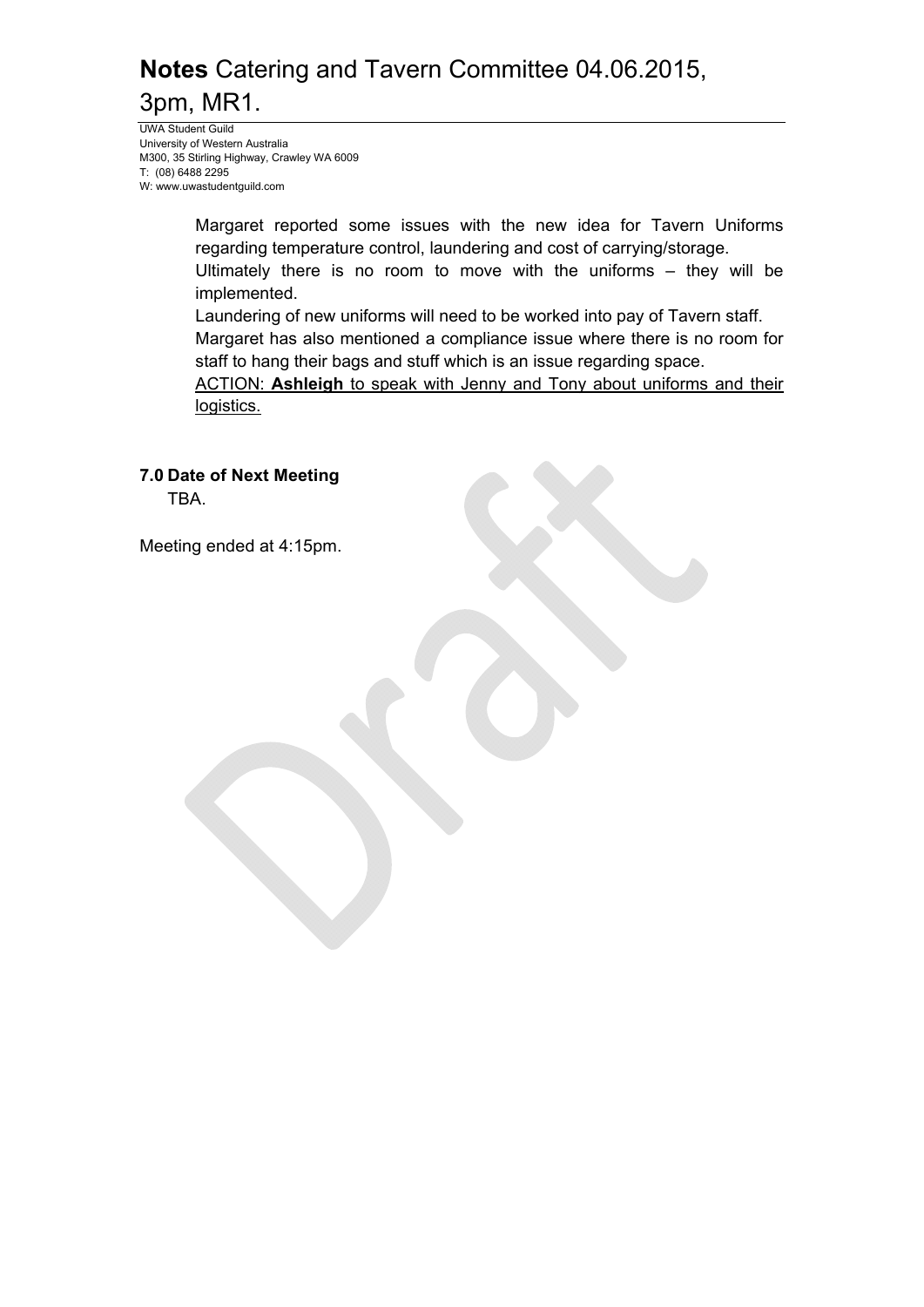Margaret reported some issues with the new idea for Tavern Uniforms regarding temperature control, laundering and cost of carrying/storage.
Ultimately there is no room to move with the uniforms – they will be implemented.
Laundering of new uniforms will need to be worked into pay of Tavern staff.
Margaret has also mentioned a compliance issue where there is no room for staff to hang their bags and stuff which is an issue regarding space.
ACTION: **Ashleigh** to speak with Jenny and Tony about uniforms and their logistics.

**7.0 Date of Next Meeting**
TBA.

Meeting ended at 4:15pm.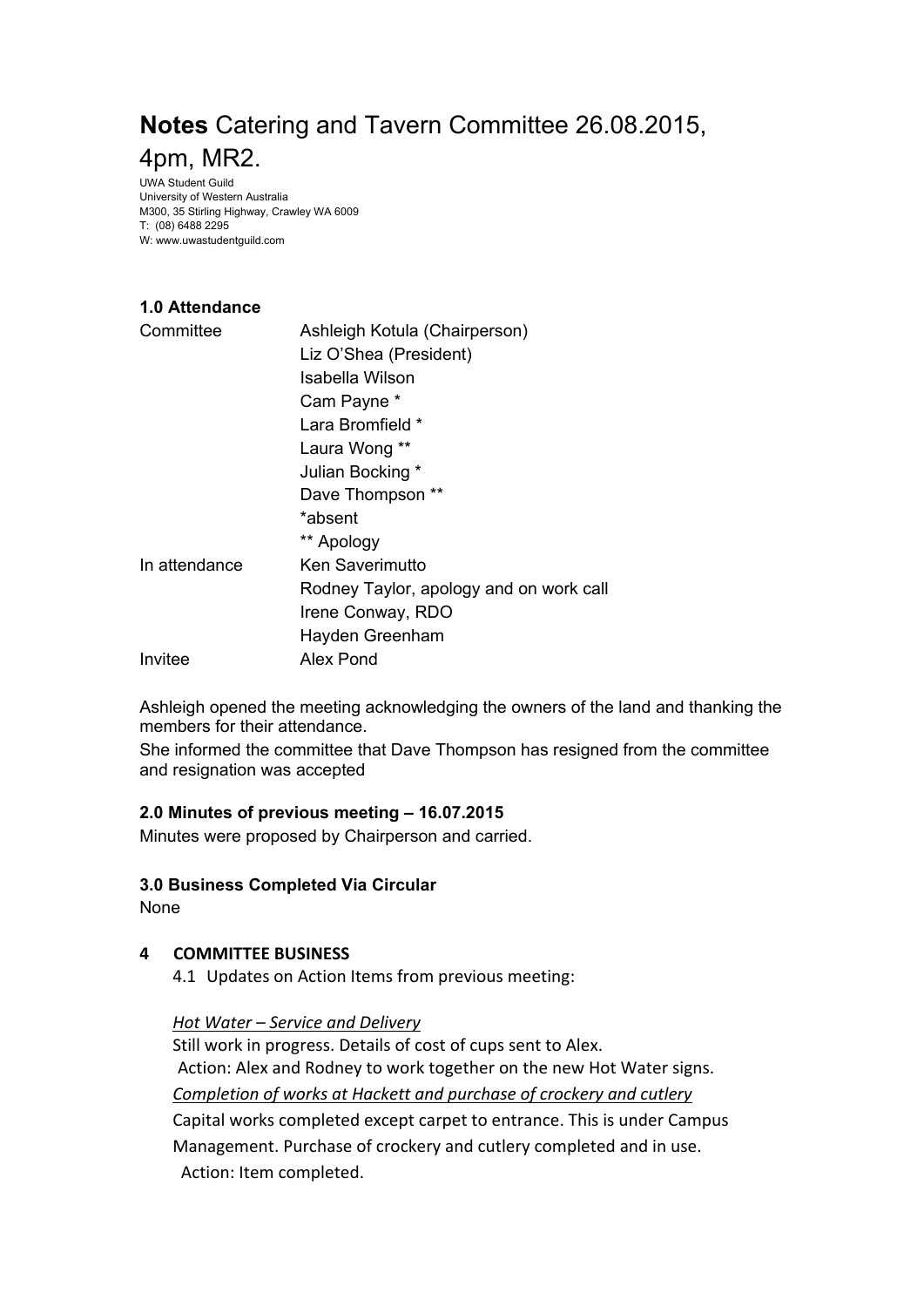# **Notes** Catering and Tavern Committee 26.08.2015, 4pm, MR2.

UWA Student Guild
University of Western Australia
M300, 35 Stirling Highway, Crawley WA 6009
T: (08) 6488 2295
W: www.uwastudentguild.com

### 1.0 Attendance

| | |
|---|---|
| Committee | Ashleigh Kotula (Chairperson) |
| | Liz O'Shea (President) |
| | Isabella Wilson |
| | Cam Payne * |
| | Lara Bromfield * |
| | Laura Wong ** |
| | Julian Bocking * |
| | Dave Thompson ** |
| | *absent |
| | ** Apology |
| In attendance | Ken Saverimutto |
| | Rodney Taylor, apology and on work call |
| | Irene Conway, RDO |
| | Hayden Greenham |
| Invitee | Alex Pond |

Ashleigh opened the meeting acknowledging the owners of the land and thanking the members for their attendance.
She informed the committee that Dave Thompson has resigned from the committee and resignation was accepted

### 2.0 Minutes of previous meeting – 16.07.2015

Minutes were proposed by Chairperson and carried.

### 3.0 Business Completed Via Circular

None

### 4 COMMITTEE BUSINESS

4.1 Updates on Action Items from previous meeting:

*Hot Water – Service and Delivery*
Still work in progress. Details of cost of cups sent to Alex.
Action: Alex and Rodney to work together on the new Hot Water signs.

*Completion of works at Hackett and purchase of crockery and cutlery*
Capital works completed except carpet to entrance. This is under Campus Management. Purchase of crockery and cutlery completed and in use.
Action: Item completed.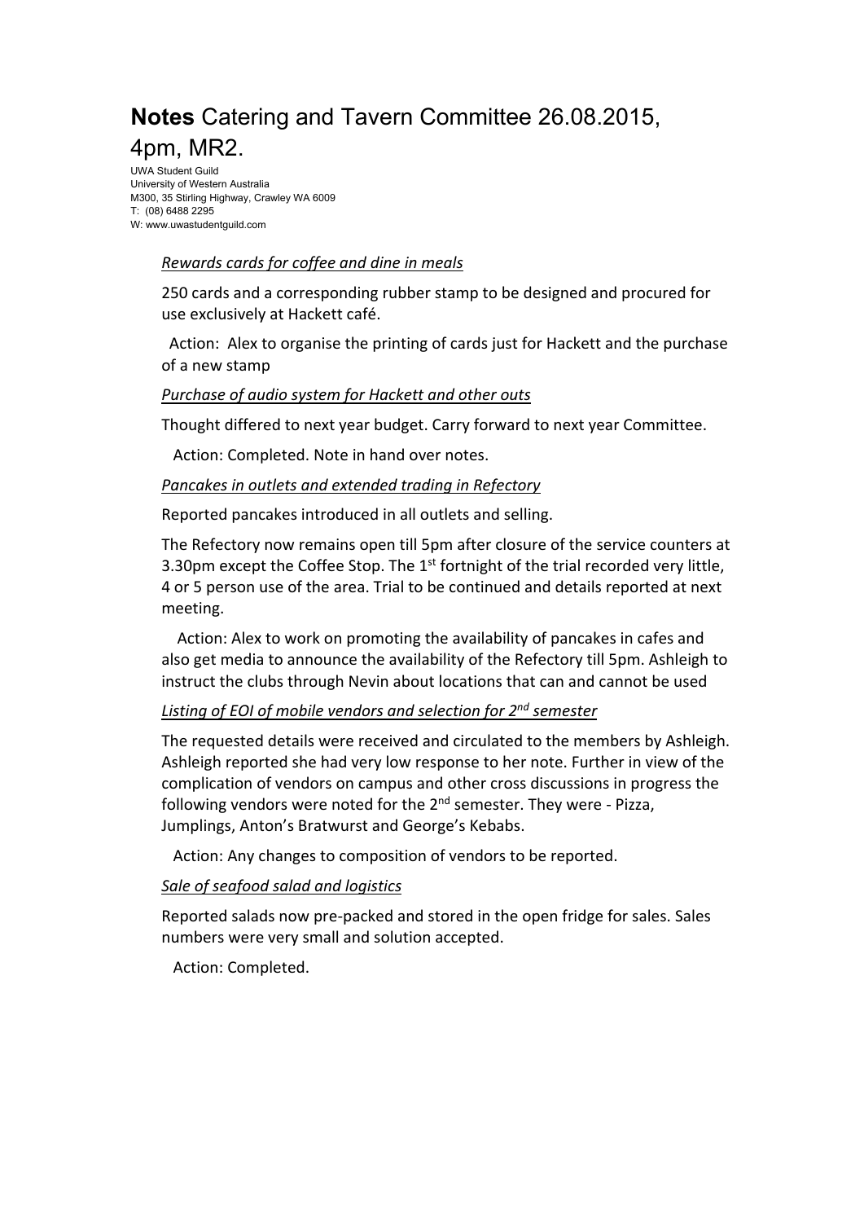# **Notes** Catering and Tavern Committee 26.08.2015, 4pm, MR2.

UWA Student Guild
University of Western Australia
M300, 35 Stirling Highway, Crawley WA 6009
T: (08) 6488 2295
W: www.uwastudentguild.com

*Rewards cards for coffee and dine in meals*

250 cards and a corresponding rubber stamp to be designed and procured for use exclusively at Hackett café.

Action: Alex to organise the printing of cards just for Hackett and the purchase of a new stamp

*Purchase of audio system for Hackett and other outs*

Thought differed to next year budget. Carry forward to next year Committee.

Action: Completed. Note in hand over notes.

*Pancakes in outlets and extended trading in Refectory*

Reported pancakes introduced in all outlets and selling.

The Refectory now remains open till 5pm after closure of the service counters at 3.30pm except the Coffee Stop. The 1st fortnight of the trial recorded very little, 4 or 5 person use of the area. Trial to be continued and details reported at next meeting.

Action: Alex to work on promoting the availability of pancakes in cafes and also get media to announce the availability of the Refectory till 5pm. Ashleigh to instruct the clubs through Nevin about locations that can and cannot be used

*Listing of EOI of mobile vendors and selection for 2nd semester*

The requested details were received and circulated to the members by Ashleigh. Ashleigh reported she had very low response to her note. Further in view of the complication of vendors on campus and other cross discussions in progress the following vendors were noted for the 2nd semester. They were - Pizza, Jumplings, Anton's Bratwurst and George's Kebabs.

Action: Any changes to composition of vendors to be reported.

*Sale of seafood salad and logistics*

Reported salads now pre-packed and stored in the open fridge for sales. Sales numbers were very small and solution accepted.

Action: Completed.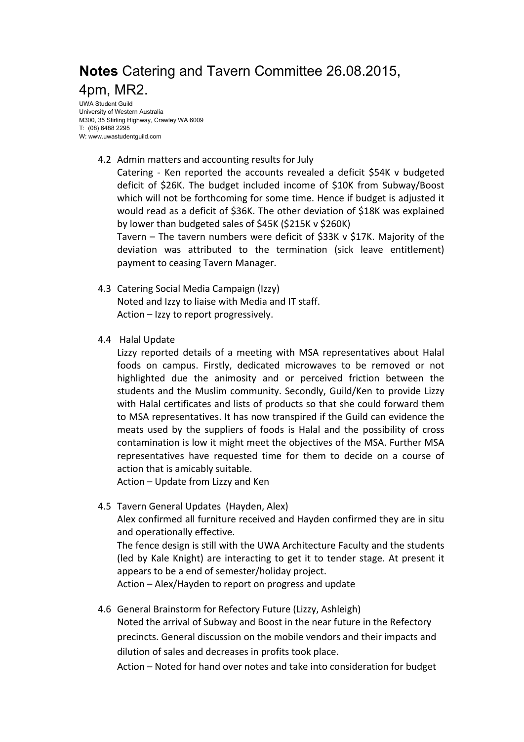# **Notes** Catering and Tavern Committee 26.08.2015, 4pm, MR2.

UWA Student Guild
University of Western Australia
M300, 35 Stirling Highway, Crawley WA 6009
T: (08) 6488 2295
W: www.uwastudentguild.com

4.2 Admin matters and accounting results for July

Catering - Ken reported the accounts revealed a deficit $54K v budgeted deficit of $26K. The budget included income of $10K from Subway/Boost which will not be forthcoming for some time. Hence if budget is adjusted it would read as a deficit of $36K. The other deviation of $18K was explained by lower than budgeted sales of $45K ($215K v $260K)

Tavern – The tavern numbers were deficit of $33K v $17K. Majority of the deviation was attributed to the termination (sick leave entitlement) payment to ceasing Tavern Manager.

4.3 Catering Social Media Campaign (Izzy)

Noted and Izzy to liaise with Media and IT staff.

Action – Izzy to report progressively.

4.4 Halal Update

Lizzy reported details of a meeting with MSA representatives about Halal foods on campus. Firstly, dedicated microwaves to be removed or not highlighted due the animosity and or perceived friction between the students and the Muslim community. Secondly, Guild/Ken to provide Lizzy with Halal certificates and lists of products so that she could forward them to MSA representatives. It has now transpired if the Guild can evidence the meats used by the suppliers of foods is Halal and the possibility of cross contamination is low it might meet the objectives of the MSA. Further MSA representatives have requested time for them to decide on a course of action that is amicably suitable.

Action – Update from Lizzy and Ken

4.5 Tavern General Updates (Hayden, Alex)

Alex confirmed all furniture received and Hayden confirmed they are in situ and operationally effective.

The fence design is still with the UWA Architecture Faculty and the students (led by Kale Knight) are interacting to get it to tender stage. At present it appears to be a end of semester/holiday project.

Action – Alex/Hayden to report on progress and update

4.6 General Brainstorm for Refectory Future (Lizzy, Ashleigh)

Noted the arrival of Subway and Boost in the near future in the Refectory precincts. General discussion on the mobile vendors and their impacts and dilution of sales and decreases in profits took place.

Action – Noted for hand over notes and take into consideration for budget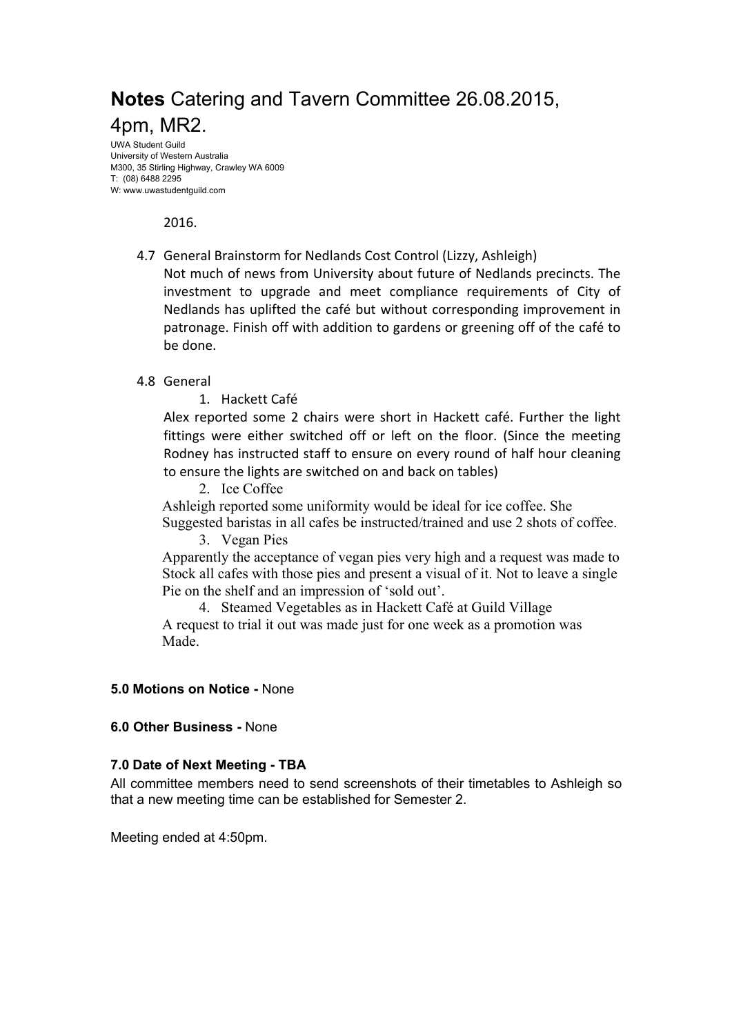# **Notes** Catering and Tavern Committee 26.08.2015, 4pm, MR2.

UWA Student Guild
University of Western Australia
M300, 35 Stirling Highway, Crawley WA 6009
T: (08) 6488 2295
W: www.uwastudentguild.com

2016.

4.7 General Brainstorm for Nedlands Cost Control (Lizzy, Ashleigh)

Not much of news from University about future of Nedlands precincts. The investment to upgrade and meet compliance requirements of City of Nedlands has uplifted the café but without corresponding improvement in patronage. Finish off with addition to gardens or greening off of the café to be done.

4.8 General

1. Hackett Café

Alex reported some 2 chairs were short in Hackett café. Further the light fittings were either switched off or left on the floor. (Since the meeting Rodney has instructed staff to ensure on every round of half hour cleaning to ensure the lights are switched on and back on tables)

2. Ice Coffee

Ashleigh reported some uniformity would be ideal for ice coffee. She Suggested baristas in all cafes be instructed/trained and use 2 shots of coffee.

3. Vegan Pies

Apparently the acceptance of vegan pies very high and a request was made to Stock all cafes with those pies and present a visual of it. Not to leave a single Pie on the shelf and an impression of 'sold out'.

4. Steamed Vegetables as in Hackett Café at Guild Village

A request to trial it out was made just for one week as a promotion was Made.

**5.0 Motions on Notice -** None

**6.0 Other Business -** None

**7.0 Date of Next Meeting - TBA**

All committee members need to send screenshots of their timetables to Ashleigh so that a new meeting time can be established for Semester 2.

Meeting ended at 4:50pm.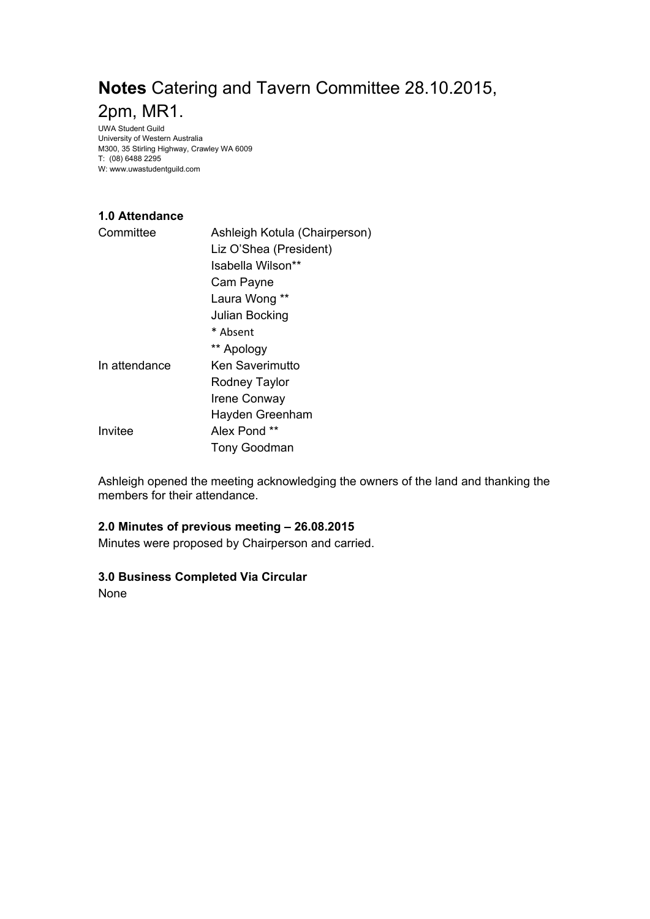# **Notes** Catering and Tavern Committee 28.10.2015, 2pm, MR1.

UWA Student Guild
University of Western Australia
M300, 35 Stirling Highway, Crawley WA 6009
T: (08) 6488 2295
W: www.uwastudentguild.com

**1.0 Attendance**

| | |
|---|---|
| Committee | Ashleigh Kotula (Chairperson) |
| | Liz O'Shea (President) |
| | Isabella Wilson** |
| | Cam Payne |
| | Laura Wong ** |
| | Julian Bocking |
| | * Absent |
| | ** Apology |
| In attendance | Ken Saverimutto |
| | Rodney Taylor |
| | Irene Conway |
| | Hayden Greenham |
| Invitee | Alex Pond ** |
| | Tony Goodman |

Ashleigh opened the meeting acknowledging the owners of the land and thanking the members for their attendance.

**2.0 Minutes of previous meeting – 26.08.2015**

Minutes were proposed by Chairperson and carried.

**3.0 Business Completed Via Circular**

None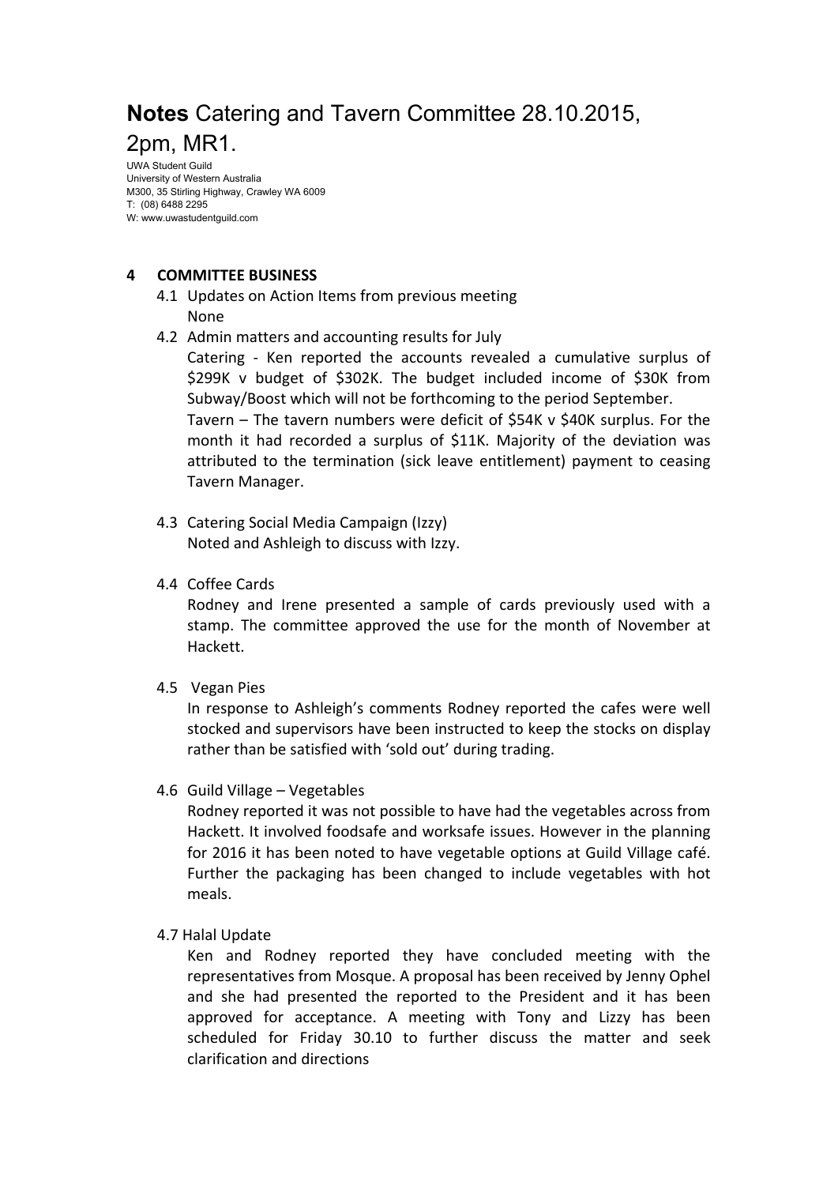# **Notes** Catering and Tavern Committee 28.10.2015, 2pm, MR1.

UWA Student Guild
University of Western Australia
M300, 35 Stirling Highway, Crawley WA 6009
T: (08) 6488 2295
W: www.uwastudentguild.com

**4 COMMITTEE BUSINESS**

4.1 Updates on Action Items from previous meeting
None

4.2 Admin matters and accounting results for July
Catering - Ken reported the accounts revealed a cumulative surplus of $299K v budget of $302K. The budget included income of $30K from Subway/Boost which will not be forthcoming to the period September.
Tavern – The tavern numbers were deficit of $54K v $40K surplus. For the month it had recorded a surplus of $11K. Majority of the deviation was attributed to the termination (sick leave entitlement) payment to ceasing Tavern Manager.

4.3 Catering Social Media Campaign (Izzy)
Noted and Ashleigh to discuss with Izzy.

4.4 Coffee Cards
Rodney and Irene presented a sample of cards previously used with a stamp. The committee approved the use for the month of November at Hackett.

4.5 Vegan Pies
In response to Ashleigh's comments Rodney reported the cafes were well stocked and supervisors have been instructed to keep the stocks on display rather than be satisfied with 'sold out' during trading.

4.6 Guild Village – Vegetables
Rodney reported it was not possible to have had the vegetables across from Hackett. It involved foodsafe and worksafe issues. However in the planning for 2016 it has been noted to have vegetable options at Guild Village café. Further the packaging has been changed to include vegetables with hot meals.

4.7 Halal Update
Ken and Rodney reported they have concluded meeting with the representatives from Mosque. A proposal has been received by Jenny Ophel and she had presented the reported to the President and it has been approved for acceptance. A meeting with Tony and Lizzy has been scheduled for Friday 30.10 to further discuss the matter and seek clarification and directions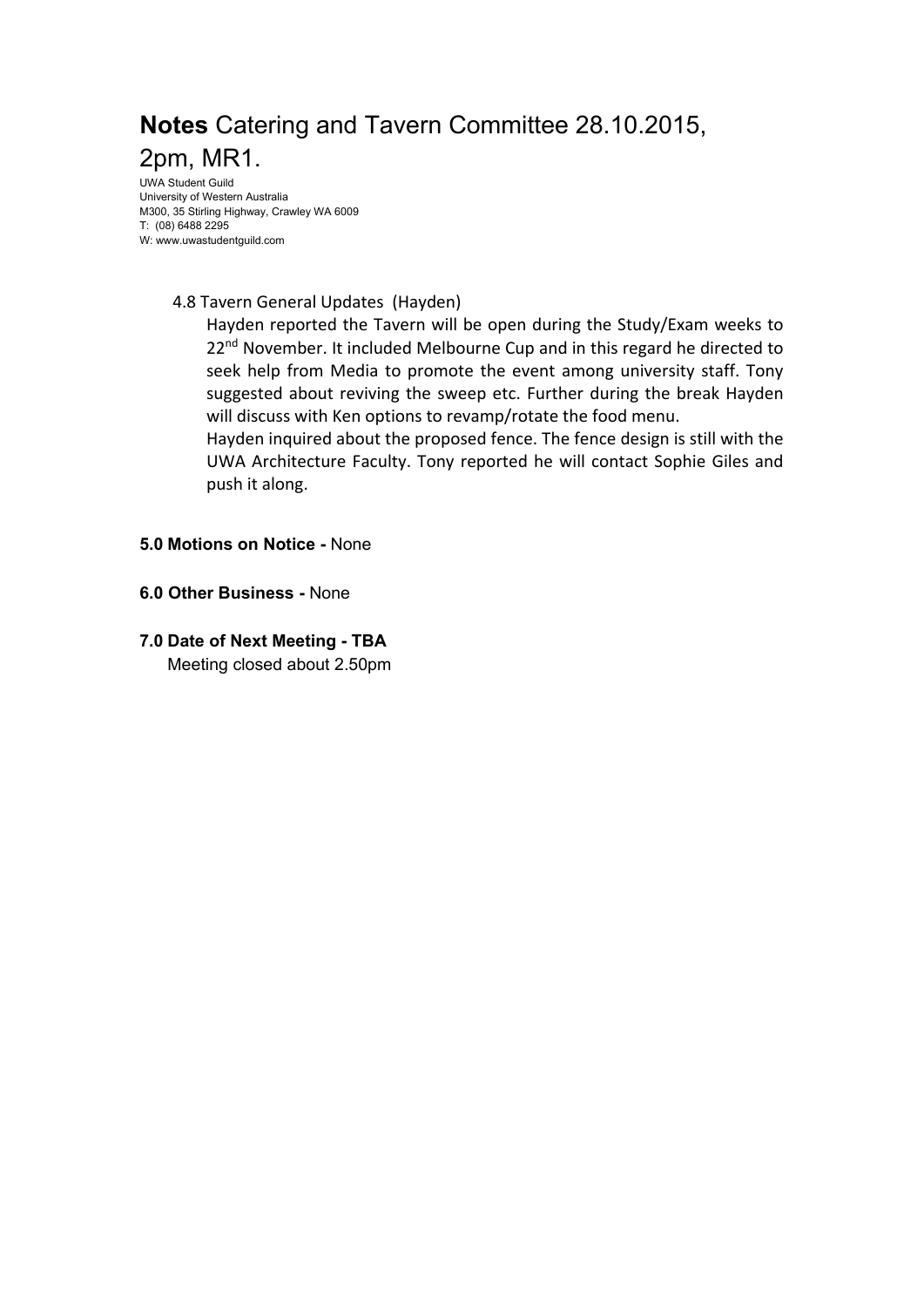# **Notes** Catering and Tavern Committee 28.10.2015, 2pm, MR1.

UWA Student Guild
University of Western Australia
M300, 35 Stirling Highway, Crawley WA 6009
T: (08) 6488 2295
W: www.uwastudentguild.com

4.8 Tavern General Updates (Hayden)

Hayden reported the Tavern will be open during the Study/Exam weeks to 22nd November. It included Melbourne Cup and in this regard he directed to seek help from Media to promote the event among university staff. Tony suggested about reviving the sweep etc. Further during the break Hayden will discuss with Ken options to revamp/rotate the food menu.

Hayden inquired about the proposed fence. The fence design is still with the UWA Architecture Faculty. Tony reported he will contact Sophie Giles and push it along.

**5.0 Motions on Notice -** None

**6.0 Other Business -** None

**7.0 Date of Next Meeting - TBA**

Meeting closed about 2.50pm